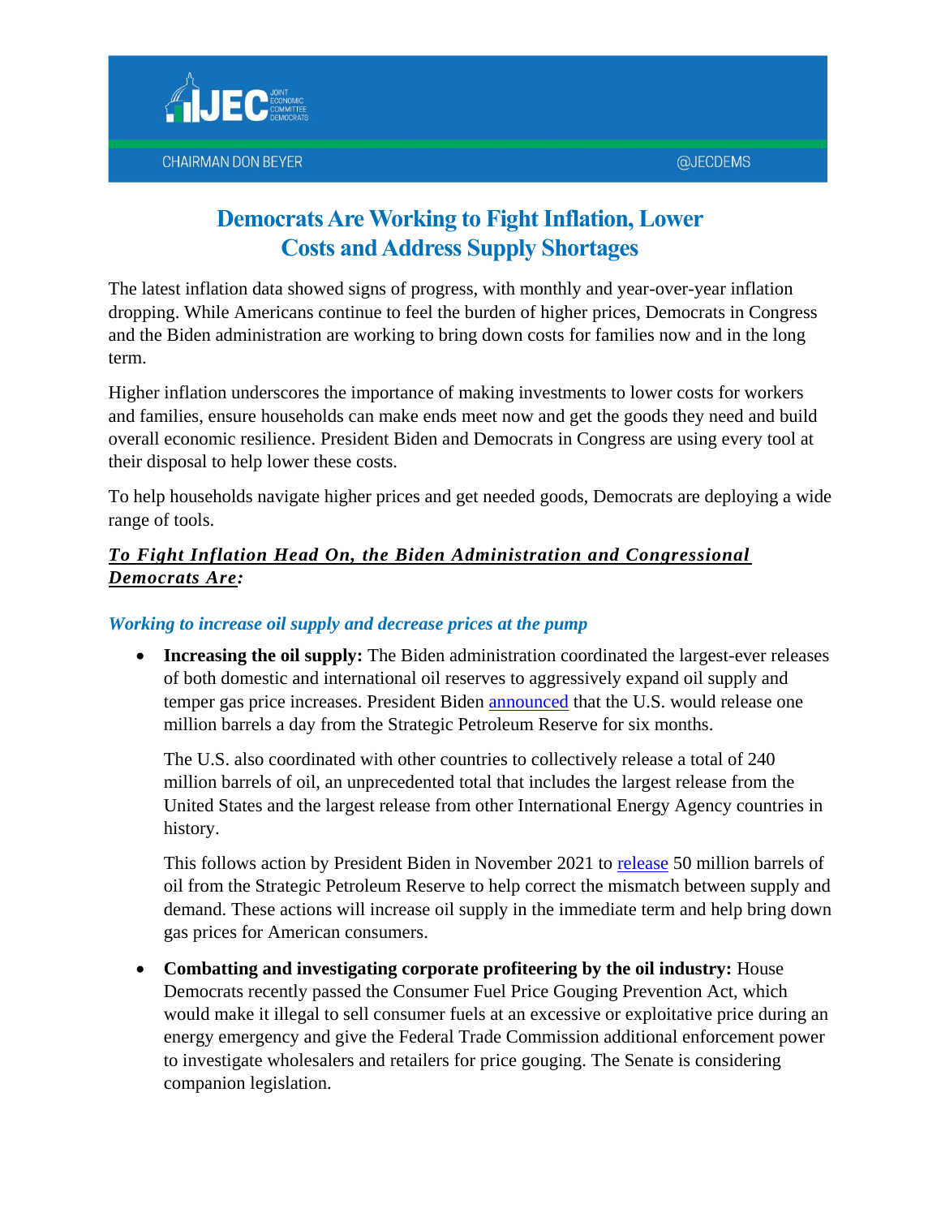# Democrats Are Working to Fight Inflation, Lower Costs and Address Supply Shortages

The latest inflation data showed signs of progress, with monthly and year-over-year inflation dropping. While Americans continue to feel the burden of higher prices, Democrats in Congress and the Biden administration are working to bring down costs for families now and in the long term.

Higher inflation underscores the importance of making investments to lower costs for workers and families, ensure households can make ends meet now and get the goods they need and build overall economic resilience. President Biden and Democrats in Congress are using every tool at their disposal to help lower these costs.

To help households navigate higher prices and get needed goods, Democrats are deploying a wide range of tools.

## ***To Fight Inflation Head On, the Biden Administration and Congressional Democrats Are:***

### *Working to increase oil supply and decrease prices at the pump*

- **Increasing the oil supply:** The Biden administration coordinated the largest-ever releases of both domestic and international oil reserves to aggressively expand oil supply and temper gas price increases. President Biden announced that the U.S. would release one million barrels a day from the Strategic Petroleum Reserve for six months.

  The U.S. also coordinated with other countries to collectively release a total of 240 million barrels of oil, an unprecedented total that includes the largest release from the United States and the largest release from other International Energy Agency countries in history.

  This follows action by President Biden in November 2021 to release 50 million barrels of oil from the Strategic Petroleum Reserve to help correct the mismatch between supply and demand. These actions will increase oil supply in the immediate term and help bring down gas prices for American consumers.

- **Combatting and investigating corporate profiteering by the oil industry:** House Democrats recently passed the Consumer Fuel Price Gouging Prevention Act, which would make it illegal to sell consumer fuels at an excessive or exploitative price during an energy emergency and give the Federal Trade Commission additional enforcement power to investigate wholesalers and retailers for price gouging. The Senate is considering companion legislation.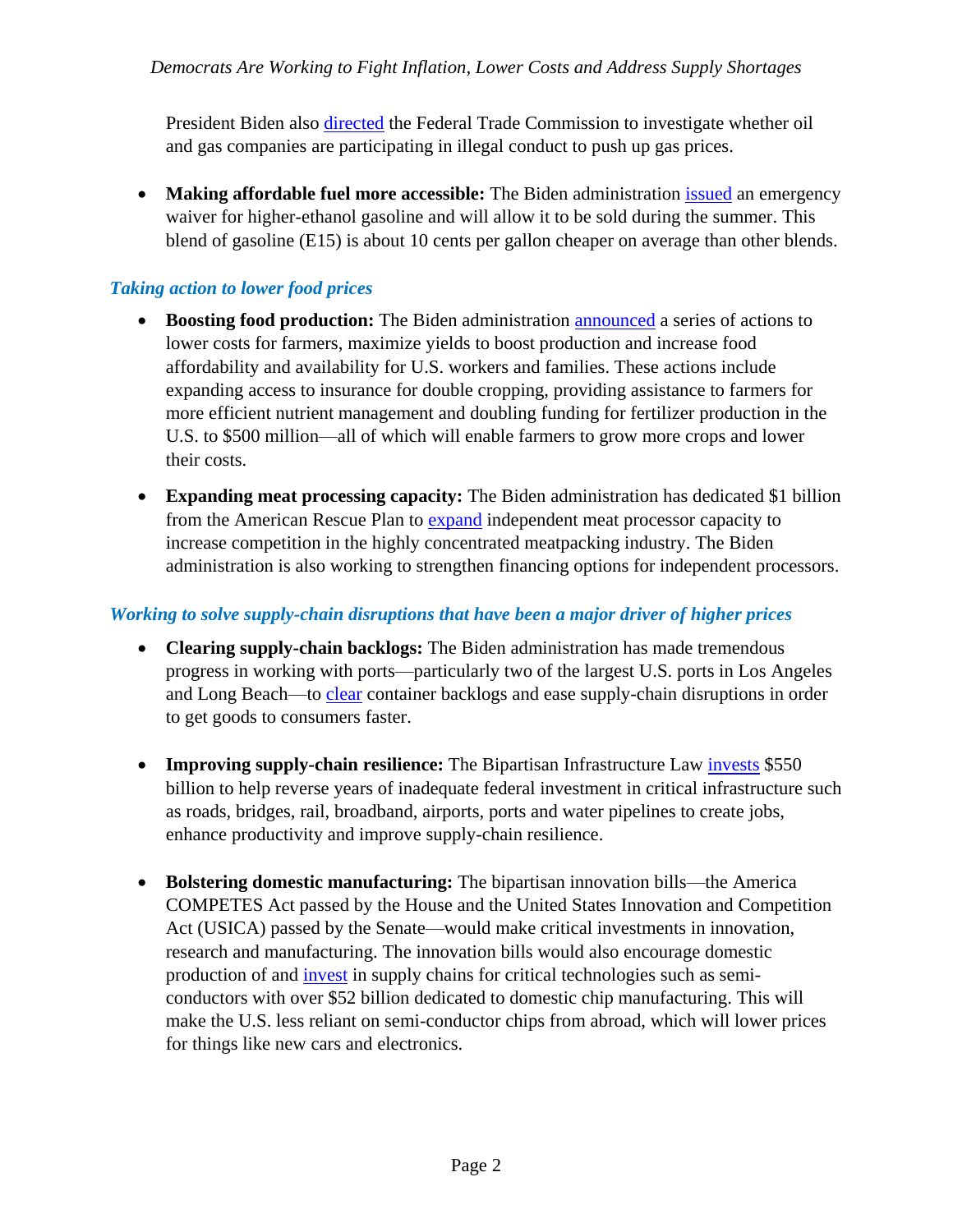President Biden also directed the Federal Trade Commission to investigate whether oil and gas companies are participating in illegal conduct to push up gas prices.

- **Making affordable fuel more accessible:** The Biden administration issued an emergency waiver for higher-ethanol gasoline and will allow it to be sold during the summer. This blend of gasoline (E15) is about 10 cents per gallon cheaper on average than other blends.

### *Taking action to lower food prices*

- **Boosting food production:** The Biden administration announced a series of actions to lower costs for farmers, maximize yields to boost production and increase food affordability and availability for U.S. workers and families. These actions include expanding access to insurance for double cropping, providing assistance to farmers for more efficient nutrient management and doubling funding for fertilizer production in the U.S. to $500 million—all of which will enable farmers to grow more crops and lower their costs.

- **Expanding meat processing capacity:** The Biden administration has dedicated $1 billion from the American Rescue Plan to expand independent meat processor capacity to increase competition in the highly concentrated meatpacking industry. The Biden administration is also working to strengthen financing options for independent processors.

### *Working to solve supply-chain disruptions that have been a major driver of higher prices*

- **Clearing supply-chain backlogs:** The Biden administration has made tremendous progress in working with ports—particularly two of the largest U.S. ports in Los Angeles and Long Beach—to clear container backlogs and ease supply-chain disruptions in order to get goods to consumers faster.

- **Improving supply-chain resilience:** The Bipartisan Infrastructure Law invests $550 billion to help reverse years of inadequate federal investment in critical infrastructure such as roads, bridges, rail, broadband, airports, ports and water pipelines to create jobs, enhance productivity and improve supply-chain resilience.

- **Bolstering domestic manufacturing:** The bipartisan innovation bills—the America COMPETES Act passed by the House and the United States Innovation and Competition Act (USICA) passed by the Senate—would make critical investments in innovation, research and manufacturing. The innovation bills would also encourage domestic production of and invest in supply chains for critical technologies such as semi-conductors with over $52 billion dedicated to domestic chip manufacturing. This will make the U.S. less reliant on semi-conductor chips from abroad, which will lower prices for things like new cars and electronics.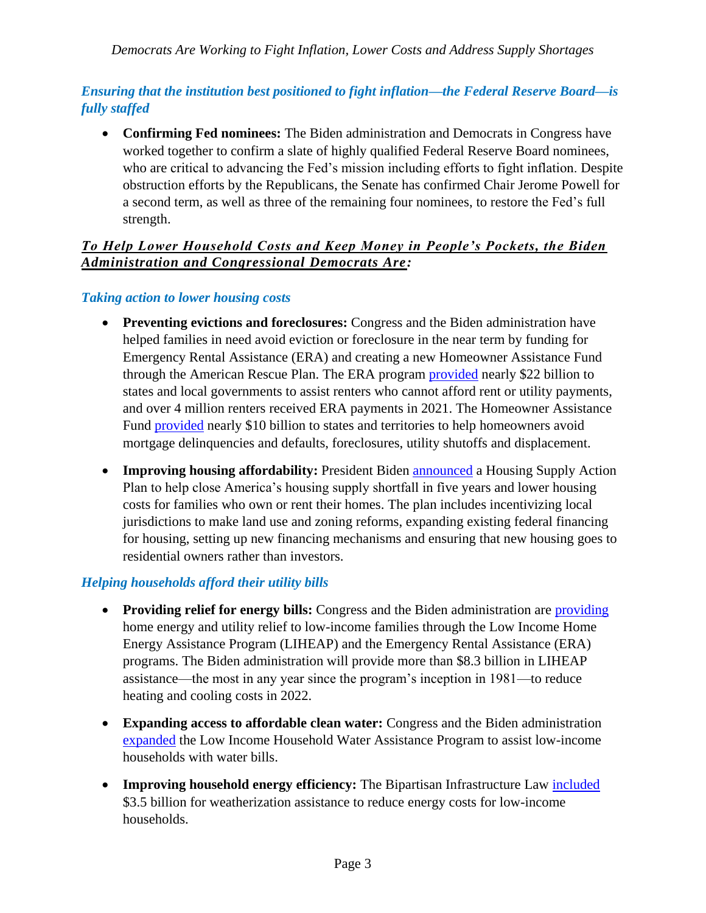### *Ensuring that the institution best positioned to fight inflation—the Federal Reserve Board—is fully staffed*

- **Confirming Fed nominees:** The Biden administration and Democrats in Congress have worked together to confirm a slate of highly qualified Federal Reserve Board nominees, who are critical to advancing the Fed's mission including efforts to fight inflation. Despite obstruction efforts by the Republicans, the Senate has confirmed Chair Jerome Powell for a second term, as well as three of the remaining four nominees, to restore the Fed's full strength.

## ***To Help Lower Household Costs and Keep Money in People's Pockets, the Biden Administration and Congressional Democrats Are:***

### *Taking action to lower housing costs*

- **Preventing evictions and foreclosures:** Congress and the Biden administration have helped families in need avoid eviction or foreclosure in the near term by funding for Emergency Rental Assistance (ERA) and creating a new Homeowner Assistance Fund through the American Rescue Plan. The ERA program provided nearly $22 billion to states and local governments to assist renters who cannot afford rent or utility payments, and over 4 million renters received ERA payments in 2021. The Homeowner Assistance Fund provided nearly $10 billion to states and territories to help homeowners avoid mortgage delinquencies and defaults, foreclosures, utility shutoffs and displacement.

- **Improving housing affordability:** President Biden announced a Housing Supply Action Plan to help close America's housing supply shortfall in five years and lower housing costs for families who own or rent their homes. The plan includes incentivizing local jurisdictions to make land use and zoning reforms, expanding existing federal financing for housing, setting up new financing mechanisms and ensuring that new housing goes to residential owners rather than investors.

### *Helping households afford their utility bills*

- **Providing relief for energy bills:** Congress and the Biden administration are providing home energy and utility relief to low-income families through the Low Income Home Energy Assistance Program (LIHEAP) and the Emergency Rental Assistance (ERA) programs. The Biden administration will provide more than $8.3 billion in LIHEAP assistance—the most in any year since the program's inception in 1981—to reduce heating and cooling costs in 2022.

- **Expanding access to affordable clean water:** Congress and the Biden administration expanded the Low Income Household Water Assistance Program to assist low-income households with water bills.

- **Improving household energy efficiency:** The Bipartisan Infrastructure Law included $3.5 billion for weatherization assistance to reduce energy costs for low-income households.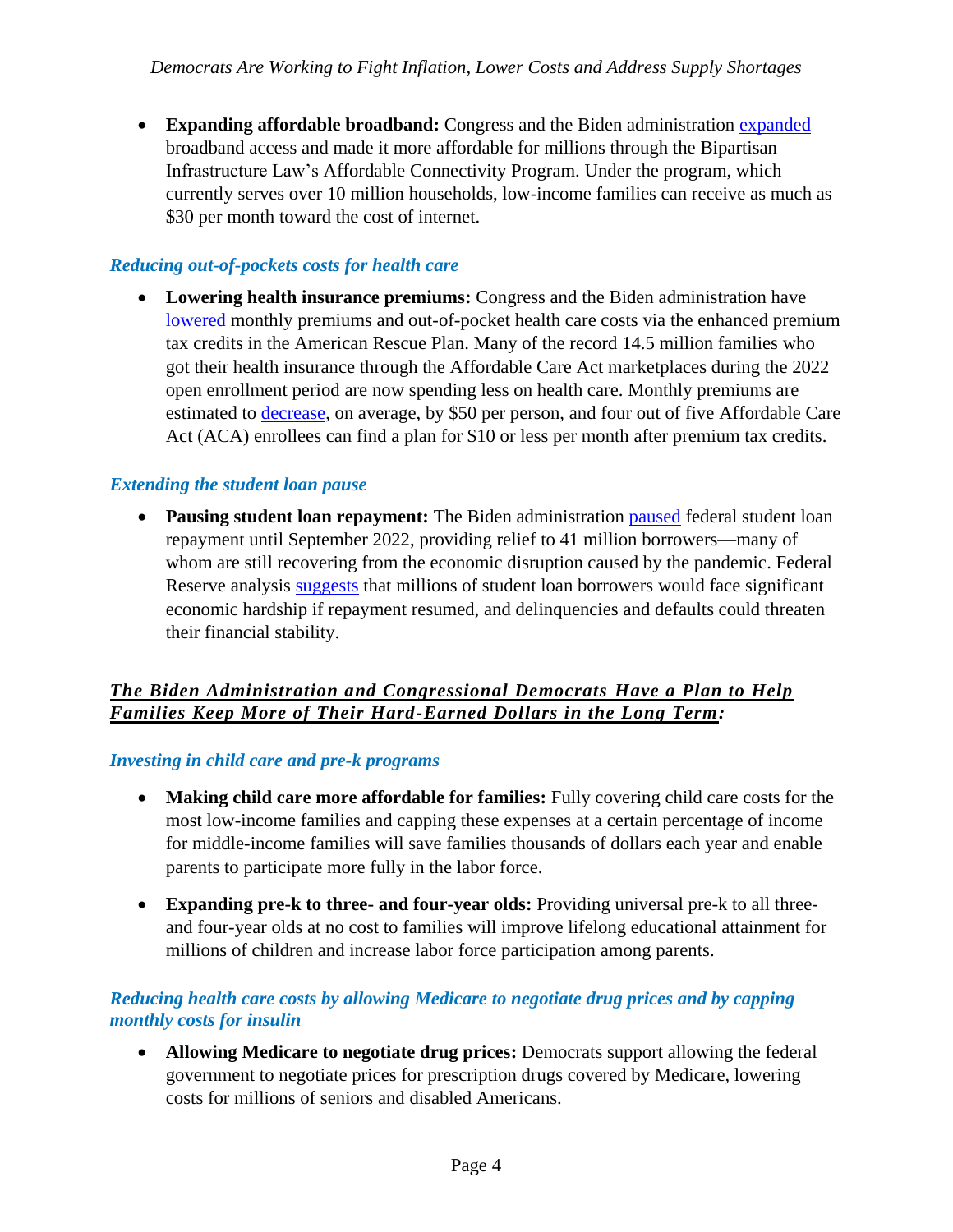- **Expanding affordable broadband:** Congress and the Biden administration expanded broadband access and made it more affordable for millions through the Bipartisan Infrastructure Law's Affordable Connectivity Program. Under the program, which currently serves over 10 million households, low-income families can receive as much as $30 per month toward the cost of internet.

### *Reducing out-of-pockets costs for health care*

- **Lowering health insurance premiums:** Congress and the Biden administration have lowered monthly premiums and out-of-pocket health care costs via the enhanced premium tax credits in the American Rescue Plan. Many of the record 14.5 million families who got their health insurance through the Affordable Care Act marketplaces during the 2022 open enrollment period are now spending less on health care. Monthly premiums are estimated to decrease, on average, by $50 per person, and four out of five Affordable Care Act (ACA) enrollees can find a plan for $10 or less per month after premium tax credits.

### *Extending the student loan pause*

- **Pausing student loan repayment:** The Biden administration paused federal student loan repayment until September 2022, providing relief to 41 million borrowers—many of whom are still recovering from the economic disruption caused by the pandemic. Federal Reserve analysis suggests that millions of student loan borrowers would face significant economic hardship if repayment resumed, and delinquencies and defaults could threaten their financial stability.

## ***The Biden Administration and Congressional Democrats Have a Plan to Help Families Keep More of Their Hard-Earned Dollars in the Long Term:***

### *Investing in child care and pre-k programs*

- **Making child care more affordable for families:** Fully covering child care costs for the most low-income families and capping these expenses at a certain percentage of income for middle-income families will save families thousands of dollars each year and enable parents to participate more fully in the labor force.

- **Expanding pre-k to three- and four-year olds:** Providing universal pre-k to all three- and four-year olds at no cost to families will improve lifelong educational attainment for millions of children and increase labor force participation among parents.

### *Reducing health care costs by allowing Medicare to negotiate drug prices and by capping monthly costs for insulin*

- **Allowing Medicare to negotiate drug prices:** Democrats support allowing the federal government to negotiate prices for prescription drugs covered by Medicare, lowering costs for millions of seniors and disabled Americans.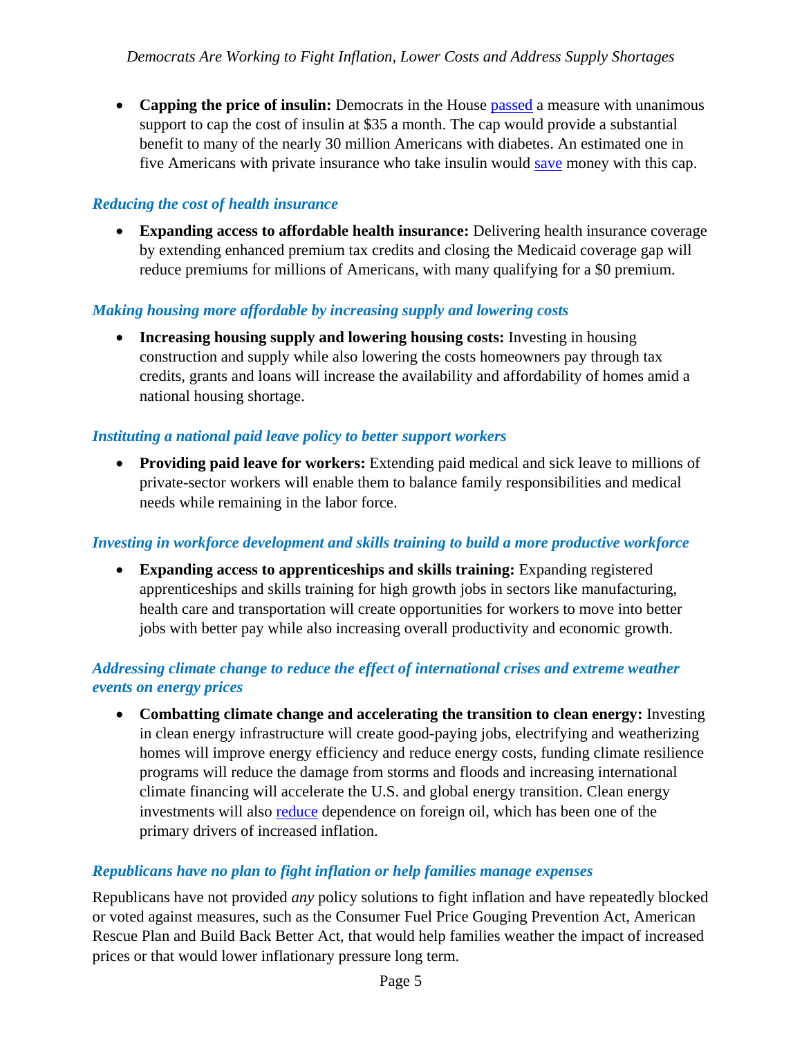- **Capping the price of insulin:** Democrats in the House [passed](#) a measure with unanimous support to cap the cost of insulin at $35 a month. The cap would provide a substantial benefit to many of the nearly 30 million Americans with diabetes. An estimated one in five Americans with private insurance who take insulin would [save](#) money with this cap.

### *Reducing the cost of health insurance*

- **Expanding access to affordable health insurance:** Delivering health insurance coverage by extending enhanced premium tax credits and closing the Medicaid coverage gap will reduce premiums for millions of Americans, with many qualifying for a $0 premium.

### *Making housing more affordable by increasing supply and lowering costs*

- **Increasing housing supply and lowering housing costs:** Investing in housing construction and supply while also lowering the costs homeowners pay through tax credits, grants and loans will increase the availability and affordability of homes amid a national housing shortage.

### *Instituting a national paid leave policy to better support workers*

- **Providing paid leave for workers:** Extending paid medical and sick leave to millions of private-sector workers will enable them to balance family responsibilities and medical needs while remaining in the labor force.

### *Investing in workforce development and skills training to build a more productive workforce*

- **Expanding access to apprenticeships and skills training:** Expanding registered apprenticeships and skills training for high growth jobs in sectors like manufacturing, health care and transportation will create opportunities for workers to move into better jobs with better pay while also increasing overall productivity and economic growth.

### *Addressing climate change to reduce the effect of international crises and extreme weather events on energy prices*

- **Combatting climate change and accelerating the transition to clean energy:** Investing in clean energy infrastructure will create good-paying jobs, electrifying and weatherizing homes will improve energy efficiency and reduce energy costs, funding climate resilience programs will reduce the damage from storms and floods and increasing international climate financing will accelerate the U.S. and global energy transition. Clean energy investments will also [reduce](#) dependence on foreign oil, which has been one of the primary drivers of increased inflation.

### *Republicans have no plan to fight inflation or help families manage expenses*

Republicans have not provided *any* policy solutions to fight inflation and have repeatedly blocked or voted against measures, such as the Consumer Fuel Price Gouging Prevention Act, American Rescue Plan and Build Back Better Act, that would help families weather the impact of increased prices or that would lower inflationary pressure long term.